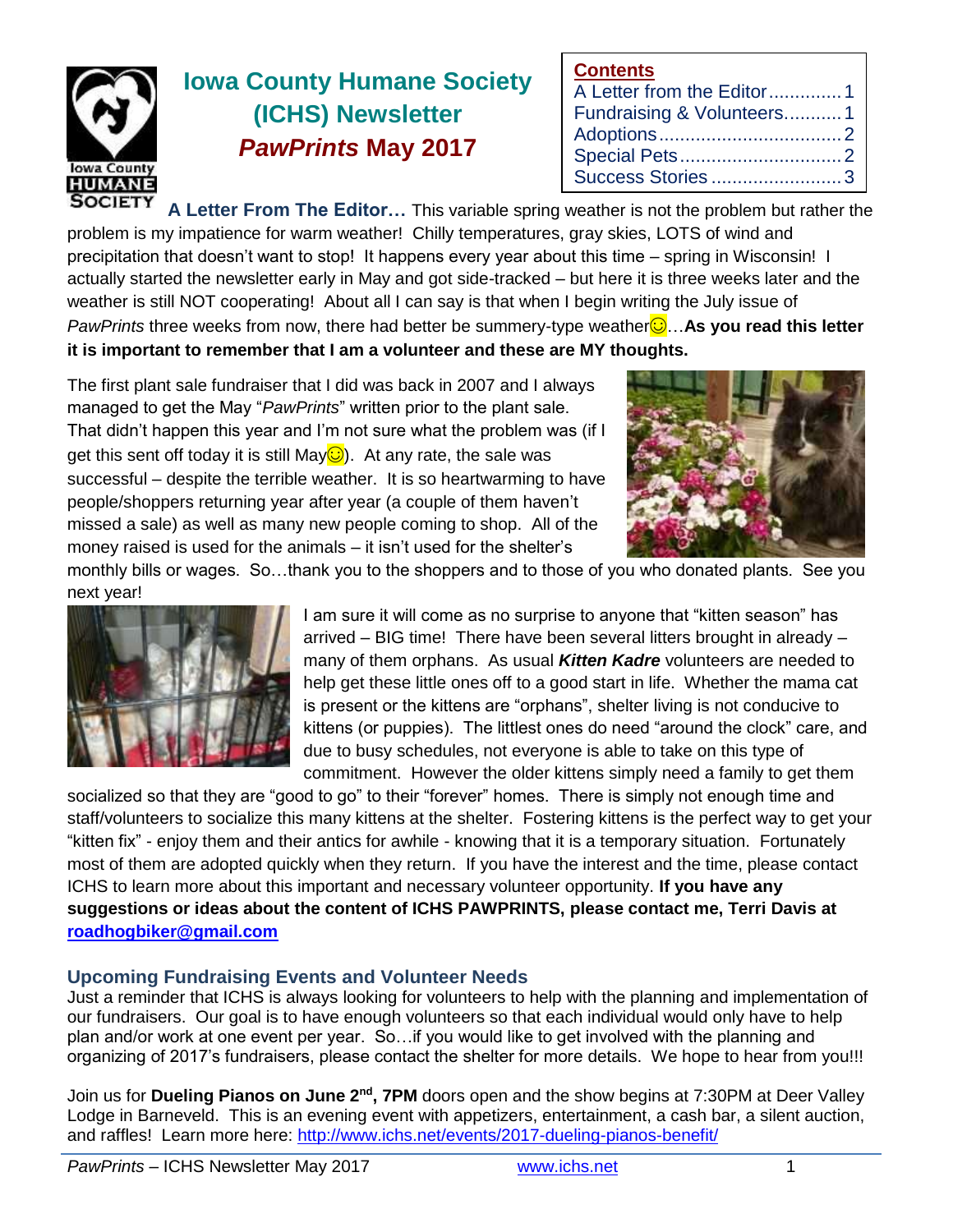# Iowa County Humane Society (ICHS) Newsletter

## *PawPrints* May 2017

**Contents**

- A Letter from the Editor.............. 1
- Fundraising & Volunteers........... 1
- Adoptions.................................. 2
- Special Pets............................... 2
- Success Stories ......................... 3

**A Letter From The Editor…** This variable spring weather is not the problem but rather the problem is my impatience for warm weather! Chilly temperatures, gray skies, LOTS of wind and precipitation that doesn't want to stop! It happens every year about this time – spring in Wisconsin! I actually started the newsletter early in May and got side-tracked – but here it is three weeks later and the weather is still NOT cooperating! About all I can say is that when I begin writing the July issue of *PawPrints* three weeks from now, there had better be summery-type weather☺…**As you read this letter it is important to remember that I am a volunteer and these are MY thoughts.**

The first plant sale fundraiser that I did was back in 2007 and I always managed to get the May "*PawPrints*" written prior to the plant sale. That didn't happen this year and I'm not sure what the problem was (if I get this sent off today it is still May☺). At any rate, the sale was successful – despite the terrible weather. It is so heartwarming to have people/shoppers returning year after year (a couple of them haven't missed a sale) as well as many new people coming to shop. All of the money raised is used for the animals – it isn't used for the shelter's monthly bills or wages. So…thank you to the shoppers and to those of you who donated plants. See you next year!

I am sure it will come as no surprise to anyone that "kitten season" has arrived – BIG time! There have been several litters brought in already – many of them orphans. As usual ***Kitten Kadre*** volunteers are needed to help get these little ones off to a good start in life. Whether the mama cat is present or the kittens are "orphans", shelter living is not conducive to kittens (or puppies). The littlest ones do need "around the clock" care, and due to busy schedules, not everyone is able to take on this type of commitment. However the older kittens simply need a family to get them socialized so that they are "good to go" to their "forever" homes. There is simply not enough time and staff/volunteers to socialize this many kittens at the shelter. Fostering kittens is the perfect way to get your "kitten fix" - enjoy them and their antics for awhile - knowing that it is a temporary situation. Fortunately most of them are adopted quickly when they return. If you have the interest and the time, please contact ICHS to learn more about this important and necessary volunteer opportunity. **If you have any suggestions or ideas about the content of ICHS PAWPRINTS, please contact me, Terri Davis at roadhogbiker@gmail.com**

## Upcoming Fundraising Events and Volunteer Needs

Just a reminder that ICHS is always looking for volunteers to help with the planning and implementation of our fundraisers. Our goal is to have enough volunteers so that each individual would only have to help plan and/or work at one event per year. So…if you would like to get involved with the planning and organizing of 2017's fundraisers, please contact the shelter for more details. We hope to hear from you!!!

Join us for **Dueling Pianos on June 2nd, 7PM** doors open and the show begins at 7:30PM at Deer Valley Lodge in Barneveld. This is an evening event with appetizers, entertainment, a cash bar, a silent auction, and raffles! Learn more here: http://www.ichs.net/events/2017-dueling-pianos-benefit/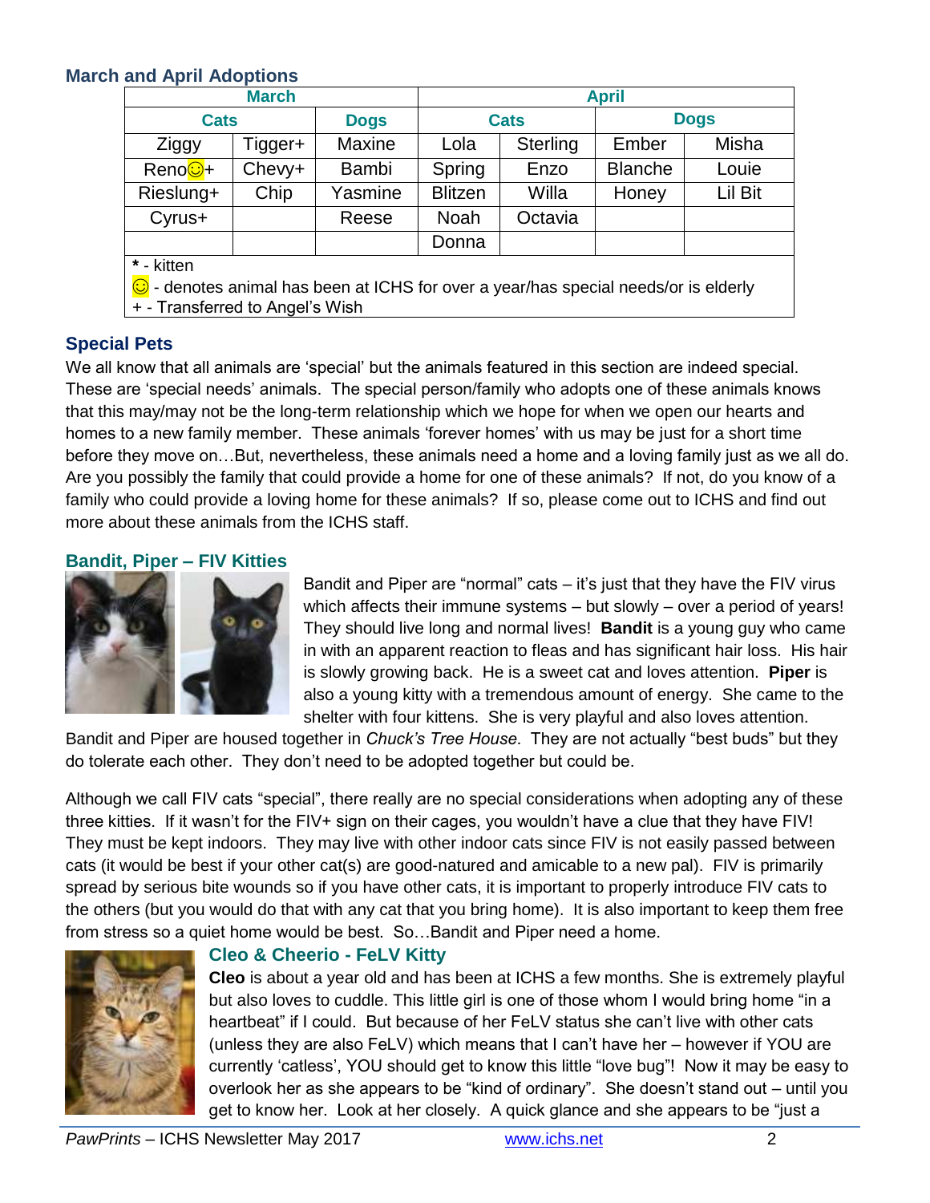### March and April Adoptions

| March | | | April | | | |
|---|---|---|---|---|---|---|
| Cats | | Dogs | Cats | | Dogs | |
| Ziggy | Tigger+ | Maxine | Lola | Sterling | Ember | Misha |
| Reno☺+ | Chevy+ | Bambi | Spring | Enzo | Blanche | Louie |
| Rieslung+ | Chip | Yasmine | Blitzen | Willa | Honey | Lil Bit |
| Cyrus+ | | Reese | Noah | Octavia | | |
| | | | Donna | | | |

**\*** - kitten
☺ - denotes animal has been at ICHS for over a year/has special needs/or is elderly
+ - Transferred to Angel's Wish

### Special Pets

We all know that all animals are 'special' but the animals featured in this section are indeed special. These are 'special needs' animals. The special person/family who adopts one of these animals knows that this may/may not be the long-term relationship which we hope for when we open our hearts and homes to a new family member. These animals 'forever homes' with us may be just for a short time before they move on…But, nevertheless, these animals need a home and a loving family just as we all do. Are you possibly the family that could provide a home for one of these animals? If not, do you know of a family who could provide a loving home for these animals? If so, please come out to ICHS and find out more about these animals from the ICHS staff.

#### Bandit, Piper – FIV Kitties

Bandit and Piper are "normal" cats – it's just that they have the FIV virus which affects their immune systems – but slowly – over a period of years! They should live long and normal lives! **Bandit** is a young guy who came in with an apparent reaction to fleas and has significant hair loss. His hair is slowly growing back. He is a sweet cat and loves attention. **Piper** is also a young kitty with a tremendous amount of energy. She came to the shelter with four kittens. She is very playful and also loves attention. Bandit and Piper are housed together in *Chuck's Tree House*. They are not actually "best buds" but they do tolerate each other. They don't need to be adopted together but could be.

Although we call FIV cats "special", there really are no special considerations when adopting any of these three kitties. If it wasn't for the FIV+ sign on their cages, you wouldn't have a clue that they have FIV! They must be kept indoors. They may live with other indoor cats since FIV is not easily passed between cats (it would be best if your other cat(s) are good-natured and amicable to a new pal). FIV is primarily spread by serious bite wounds so if you have other cats, it is important to properly introduce FIV cats to the others (but you would do that with any cat that you bring home). It is also important to keep them free from stress so a quiet home would be best. So…Bandit and Piper need a home.

#### Cleo & Cheerio - FeLV Kitty

**Cleo** is about a year old and has been at ICHS a few months. She is extremely playful but also loves to cuddle. This little girl is one of those whom I would bring home "in a heartbeat" if I could. But because of her FeLV status she can't live with other cats (unless they are also FeLV) which means that I can't have her – however if YOU are currently 'catless', YOU should get to know this little "love bug"! Now it may be easy to overlook her as she appears to be "kind of ordinary". She doesn't stand out – until you get to know her. Look at her closely. A quick glance and she appears to be "just a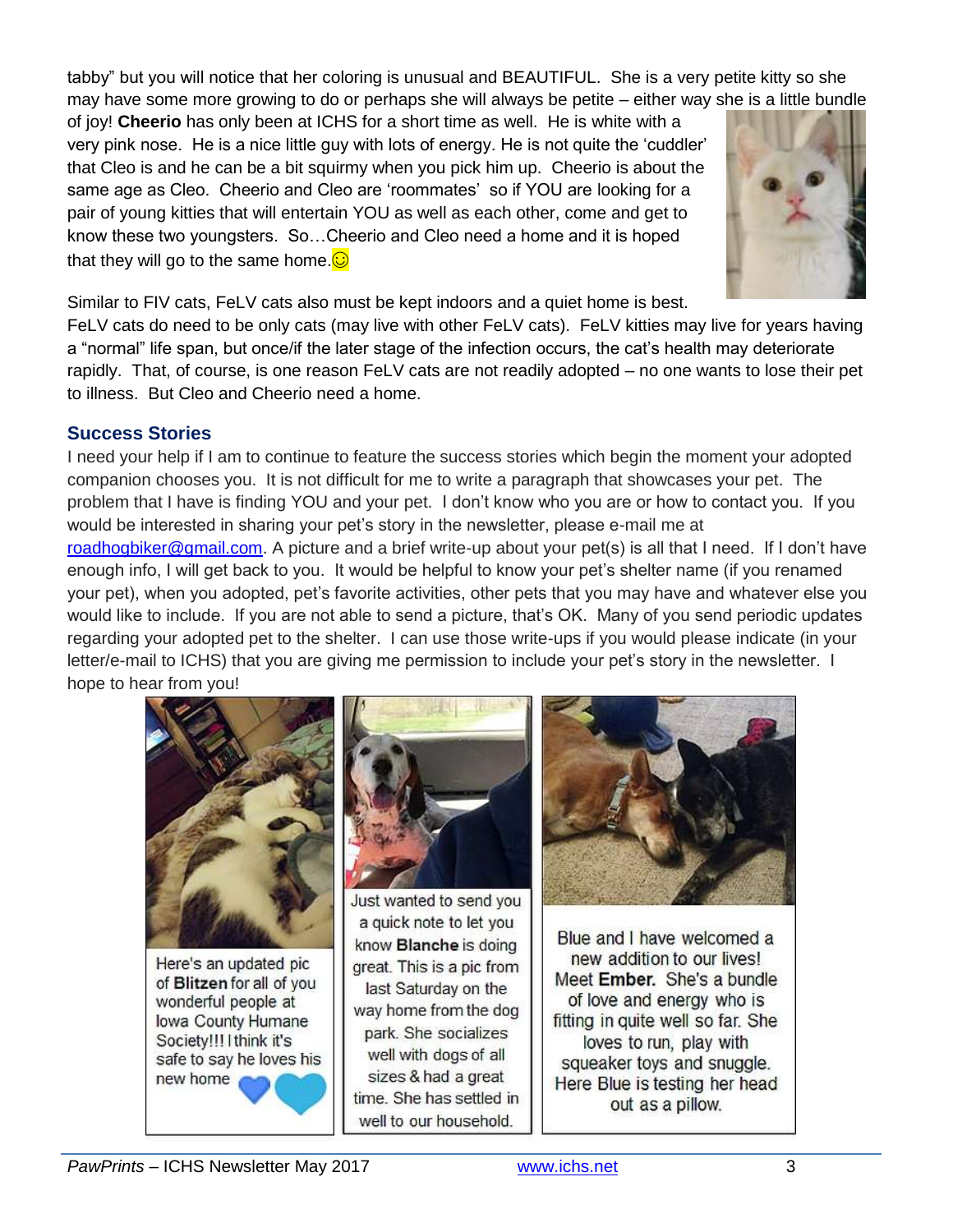tabby" but you will notice that her coloring is unusual and BEAUTIFUL. She is a very petite kitty so she may have some more growing to do or perhaps she will always be petite – either way she is a little bundle of joy! **Cheerio** has only been at ICHS for a short time as well. He is white with a very pink nose. He is a nice little guy with lots of energy. He is not quite the 'cuddler' that Cleo is and he can be a bit squirmy when you pick him up. Cheerio is about the same age as Cleo. Cheerio and Cleo are 'roommates' so if YOU are looking for a pair of young kitties that will entertain YOU as well as each other, come and get to know these two youngsters. So…Cheerio and Cleo need a home and it is hoped that they will go to the same home.☺

Similar to FIV cats, FeLV cats also must be kept indoors and a quiet home is best. FeLV cats do need to be only cats (may live with other FeLV cats). FeLV kitties may live for years having a "normal" life span, but once/if the later stage of the infection occurs, the cat's health may deteriorate rapidly. That, of course, is one reason FeLV cats are not readily adopted – no one wants to lose their pet to illness. But Cleo and Cheerio need a home.

## Success Stories

I need your help if I am to continue to feature the success stories which begin the moment your adopted companion chooses you. It is not difficult for me to write a paragraph that showcases your pet. The problem that I have is finding YOU and your pet. I don't know who you are or how to contact you. If you would be interested in sharing your pet's story in the newsletter, please e-mail me at roadhogbiker@gmail.com. A picture and a brief write-up about your pet(s) is all that I need. If I don't have enough info, I will get back to you. It would be helpful to know your pet's shelter name (if you renamed your pet), when you adopted, pet's favorite activities, other pets that you may have and whatever else you would like to include. If you are not able to send a picture, that's OK. Many of you send periodic updates regarding your adopted pet to the shelter. I can use those write-ups if you would please indicate (in your letter/e-mail to ICHS) that you are giving me permission to include your pet's story in the newsletter. I hope to hear from you!

Here's an updated pic of **Blitzen** for all of you wonderful people at Iowa County Humane Society!!! I think it's safe to say he loves his new home

Just wanted to send you a quick note to let you know **Blanche** is doing great. This is a pic from last Saturday on the way home from the dog park. She socializes well with dogs of all sizes & had a great time. She has settled in well to our household.

Blue and I have welcomed a new addition to our lives! Meet **Ember.** She's a bundle of love and energy who is fitting in quite well so far. She loves to run, play with squeaker toys and snuggle. Here Blue is testing her head out as a pillow.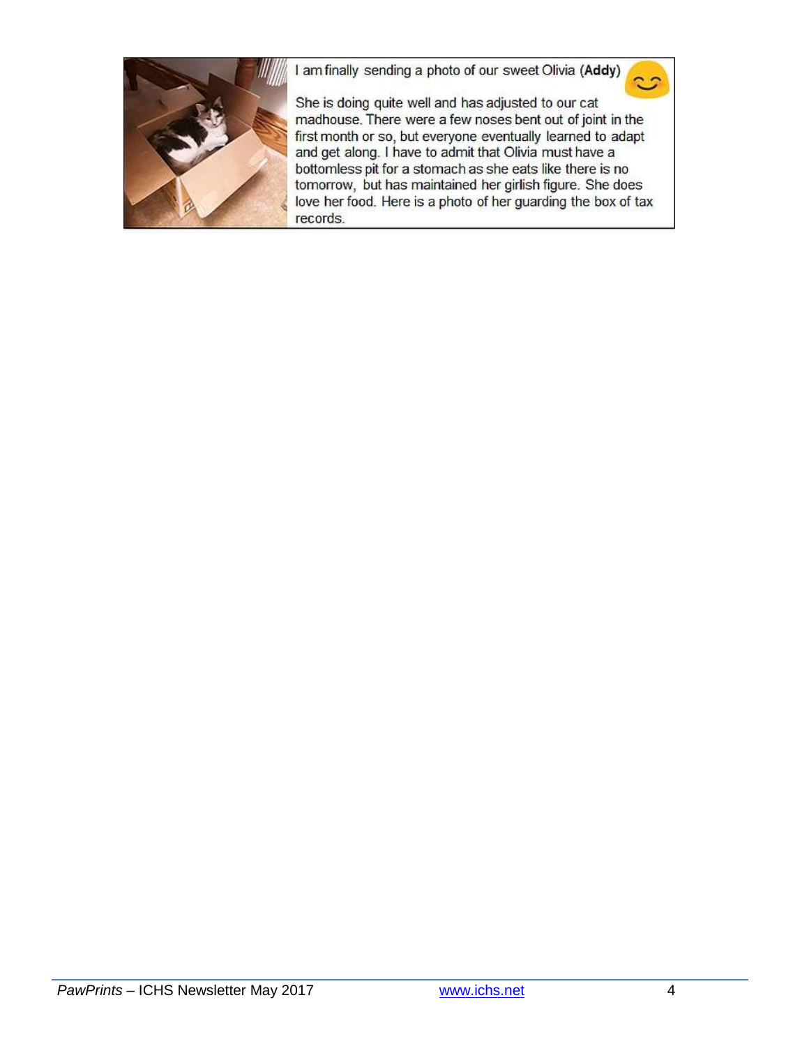I am finally sending a photo of our sweet Olivia (**Addy**)

She is doing quite well and has adjusted to our cat madhouse. There were a few noses bent out of joint in the first month or so, but everyone eventually learned to adapt and get along. I have to admit that Olivia must have a bottomless pit for a stomach as she eats like there is no tomorrow, but has maintained her girlish figure. She does love her food. Here is a photo of her guarding the box of tax records.